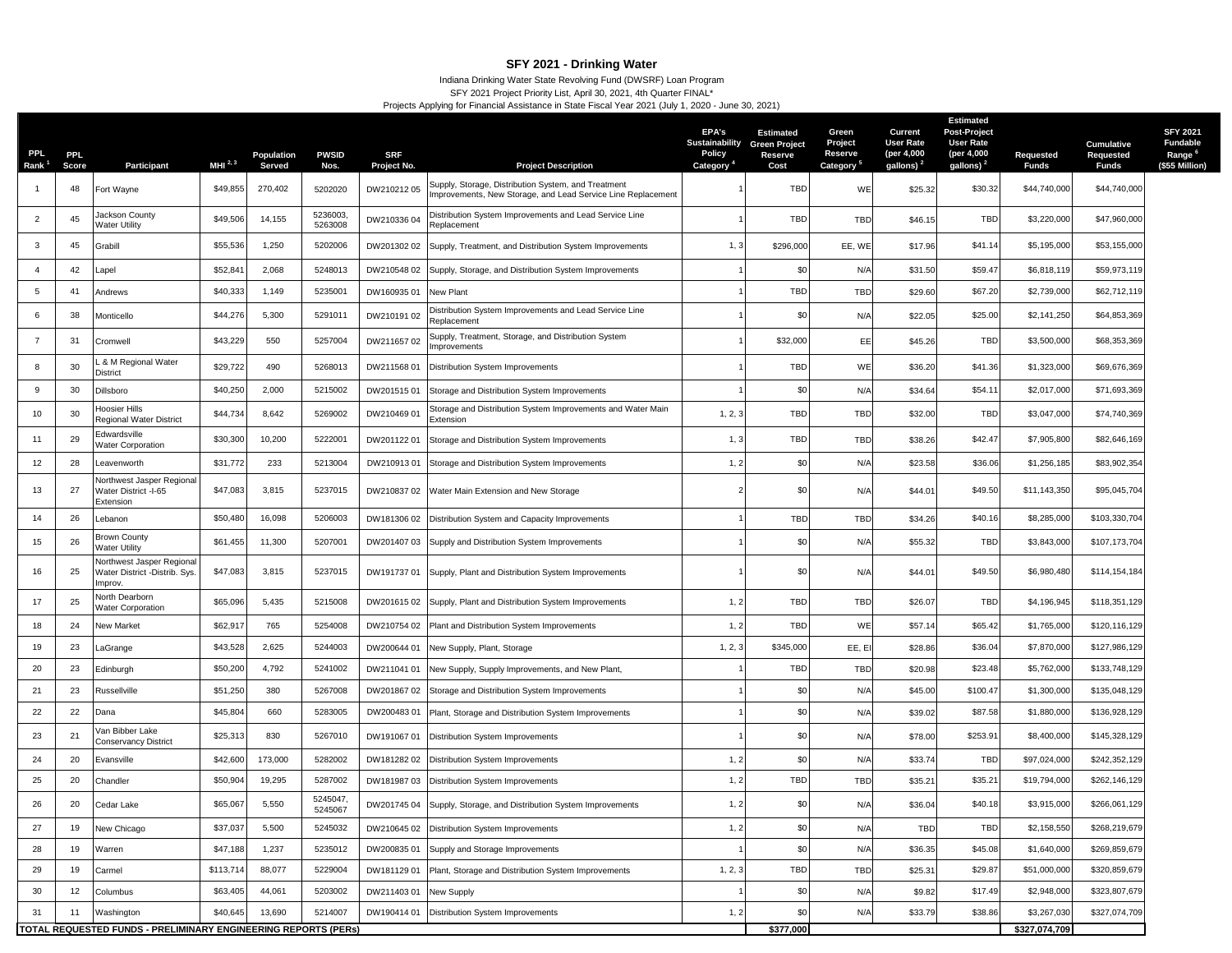## SFY 2021 - Drinking Water

Indiana Drinking Water State Revolving Fund (DWSRF) Loan Program

SFY 2021 Project Priority List, April 30, 2021, 4th Quarter FINAL*

Projects Applying for Financial Assistance in State Fiscal Year 2021 (July 1, 2020 - June 30, 2021)

| PPL Rank [1] | PPL Score | Participant | MHI [2, 3] | Population Served | PWSID Nos. | SRF Project No. | Project Description | EPA's Sustainability Policy Category [4] | Estimated Green Project Reserve Cost | Green Project Reserve Category [5] | Current User Rate (per 4,000 gallons) [2] | Estimated Post-Project User Rate (per 4,000 gallons) [2] | Requested Funds | Cumulative Requested Funds | SFY 2021 Fundable Range [6] ($55 Million) |
|---|---|---|---|---|---|---|---|---|---|---|---|---|---|---|---|
| 1 | 48 | Fort Wayne | $49,855 | 270,402 | 5202020 | DW210212 05 | Supply, Storage, Distribution System, and Treatment Improvements, New Storage, and Lead Service Line Replacement | 1 | TBD | WE | $25.32 | $30.32 | $44,740,000 | $44,740,000 | |
| 2 | 45 | Jackson County Water Utility | $49,506 | 14,155 | 5236003, 5263008 | DW210336 04 | Distribution System Improvements and Lead Service Line Replacement | 1 | TBD | TBD | $46.15 | TBD | $3,220,000 | $47,960,000 | |
| 3 | 45 | Grabill | $55,536 | 1,250 | 5202006 | DW201302 02 | Supply, Treatment, and Distribution System Improvements | 1, 3 | $296,000 | EE, WE | $17.96 | $41.14 | $5,195,000 | $53,155,000 | |
| 4 | 42 | Lapel | $52,841 | 2,068 | 5248013 | DW210548 02 | Supply, Storage, and Distribution System Improvements | 1 | $0 | N/A | $31.50 | $59.47 | $6,818,119 | $59,973,119 | |
| 5 | 41 | Andrews | $40,333 | 1,149 | 5235001 | DW160935 01 | New Plant | 1 | TBD | TBD | $29.60 | $67.20 | $2,739,000 | $62,712,119 | |
| 6 | 38 | Monticello | $44,276 | 5,300 | 5291011 | DW210191 02 | Distribution System Improvements and Lead Service Line Replacement | 1 | $0 | N/A | $22.05 | $25.00 | $2,141,250 | $64,853,369 | |
| 7 | 31 | Cromwell | $43,229 | 550 | 5257004 | DW211657 02 | Supply, Treatment, Storage, and Distribution System Improvements | 1 | $32,000 | EE | $45.26 | TBD | $3,500,000 | $68,353,369 | |
| 8 | 30 | L & M Regional Water District | $29,722 | 490 | 5268013 | DW211568 01 | Distribution System Improvements | 1 | TBD | WE | $36.20 | $41.36 | $1,323,000 | $69,676,369 | |
| 9 | 30 | Dillsboro | $40,250 | 2,000 | 5215002 | DW201515 01 | Storage and Distribution System Improvements | 1 | $0 | N/A | $34.64 | $54.11 | $2,017,000 | $71,693,369 | |
| 10 | 30 | Hoosier Hills Regional Water District | $44,734 | 8,642 | 5269002 | DW210469 01 | Storage and Distribution System Improvements and Water Main Extension | 1, 2, 3 | TBD | TBD | $32.00 | TBD | $3,047,000 | $74,740,369 | |
| 11 | 29 | Edwardsville Water Corporation | $30,300 | 10,200 | 5222001 | DW201122 01 | Storage and Distribution System Improvements | 1, 3 | TBD | TBD | $38.26 | $42.47 | $7,905,800 | $82,646,169 | |
| 12 | 28 | Leavenworth | $31,772 | 233 | 5213004 | DW210913 01 | Storage and Distribution System Improvements | 1, 2 | $0 | N/A | $23.58 | $36.06 | $1,256,185 | $83,902,354 | |
| 13 | 27 | Northwest Jasper Regional Water District -I-65 Extension | $47,083 | 3,815 | 5237015 | DW210837 02 | Water Main Extension and New Storage | 2 | $0 | N/A | $44.01 | $49.50 | $11,143,350 | $95,045,704 | |
| 14 | 26 | Lebanon | $50,480 | 16,098 | 5206003 | DW181306 02 | Distribution System and Capacity Improvements | 1 | TBD | TBD | $34.26 | $40.16 | $8,285,000 | $103,330,704 | |
| 15 | 26 | Brown County Water Utility | $61,455 | 11,300 | 5207001 | DW201407 03 | Supply and Distribution System Improvements | 1 | $0 | N/A | $55.32 | TBD | $3,843,000 | $107,173,704 | |
| 16 | 25 | Northwest Jasper Regional Water District -Distrib. Sys. Improv. | $47,083 | 3,815 | 5237015 | DW191737 01 | Supply, Plant and Distribution System Improvements | 1 | $0 | N/A | $44.01 | $49.50 | $6,980,480 | $114,154,184 | |
| 17 | 25 | North Dearborn Water Corporation | $65,096 | 5,435 | 5215008 | DW201615 02 | Supply, Plant and Distribution System Improvements | 1, 2 | TBD | TBD | $26.07 | TBD | $4,196,945 | $118,351,129 | |
| 18 | 24 | New Market | $62,917 | 765 | 5254008 | DW210754 02 | Plant and Distribution System Improvements | 1, 2 | TBD | WE | $57.14 | $65.42 | $1,765,000 | $120,116,129 | |
| 19 | 23 | LaGrange | $43,528 | 2,625 | 5244003 | DW200644 01 | New Supply, Plant, Storage | 1, 2, 3 | $345,000 | EE, EI | $28.86 | $36.04 | $7,870,000 | $127,986,129 | |
| 20 | 23 | Edinburgh | $50,200 | 4,792 | 5241002 | DW211041 01 | New Supply, Supply Improvements, and New Plant, | 1 | TBD | TBD | $20.98 | $23.48 | $5,762,000 | $133,748,129 | |
| 21 | 23 | Russellville | $51,250 | 380 | 5267008 | DW201867 02 | Storage and Distribution System Improvements | 1 | $0 | N/A | $45.00 | $100.47 | $1,300,000 | $135,048,129 | |
| 22 | 22 | Dana | $45,804 | 660 | 5283005 | DW200483 01 | Plant, Storage and Distribution System Improvements | 1 | $0 | N/A | $39.02 | $87.58 | $1,880,000 | $136,928,129 | |
| 23 | 21 | Van Bibber Lake Conservancy District | $25,313 | 830 | 5267010 | DW191067 01 | Distribution System Improvements | 1 | $0 | N/A | $78.00 | $253.91 | $8,400,000 | $145,328,129 | |
| 24 | 20 | Evansville | $42,600 | 173,000 | 5282002 | DW181282 02 | Distribution System Improvements | 1, 2 | $0 | N/A | $33.74 | TBD | $97,024,000 | $242,352,129 | |
| 25 | 20 | Chandler | $50,904 | 19,295 | 5287002 | DW181987 03 | Distribution System Improvements | 1, 2 | TBD | TBD | $35.21 | $35.21 | $19,794,000 | $262,146,129 | |
| 26 | 20 | Cedar Lake | $65,067 | 5,550 | 5245047, 5245067 | DW201745 04 | Supply, Storage, and Distribution System Improvements | 1, 2 | $0 | N/A | $36.04 | $40.18 | $3,915,000 | $266,061,129 | |
| 27 | 19 | New Chicago | $37,037 | 5,500 | 5245032 | DW210645 02 | Distribution System Improvements | 1, 2 | $0 | N/A | TBD | TBD | $2,158,550 | $268,219,679 | |
| 28 | 19 | Warren | $47,188 | 1,237 | 5235012 | DW200835 01 | Supply and Storage Improvements | 1 | $0 | N/A | $36.35 | $45.08 | $1,640,000 | $269,859,679 | |
| 29 | 19 | Carmel | $113,714 | 88,077 | 5229004 | DW181129 01 | Plant, Storage and Distribution System Improvements | 1, 2, 3 | TBD | TBD | $25.31 | $29.87 | $51,000,000 | $320,859,679 | |
| 30 | 12 | Columbus | $63,405 | 44,061 | 5203002 | DW211403 01 | New Supply | 1 | $0 | N/A | $9.82 | $17.49 | $2,948,000 | $323,807,679 | |
| 31 | 11 | Washington | $40,645 | 13,690 | 5214007 | DW190414 01 | Distribution System Improvements | 1, 2 | $0 | N/A | $33.79 | $38.86 | $3,267,030 | $327,074,709 | |
| **TOTAL REQUESTED FUNDS - PRELIMINARY ENGINEERING REPORTS (PERs)** | | | | | | | | | **$377,000** | | | | **$327,074,709** | | |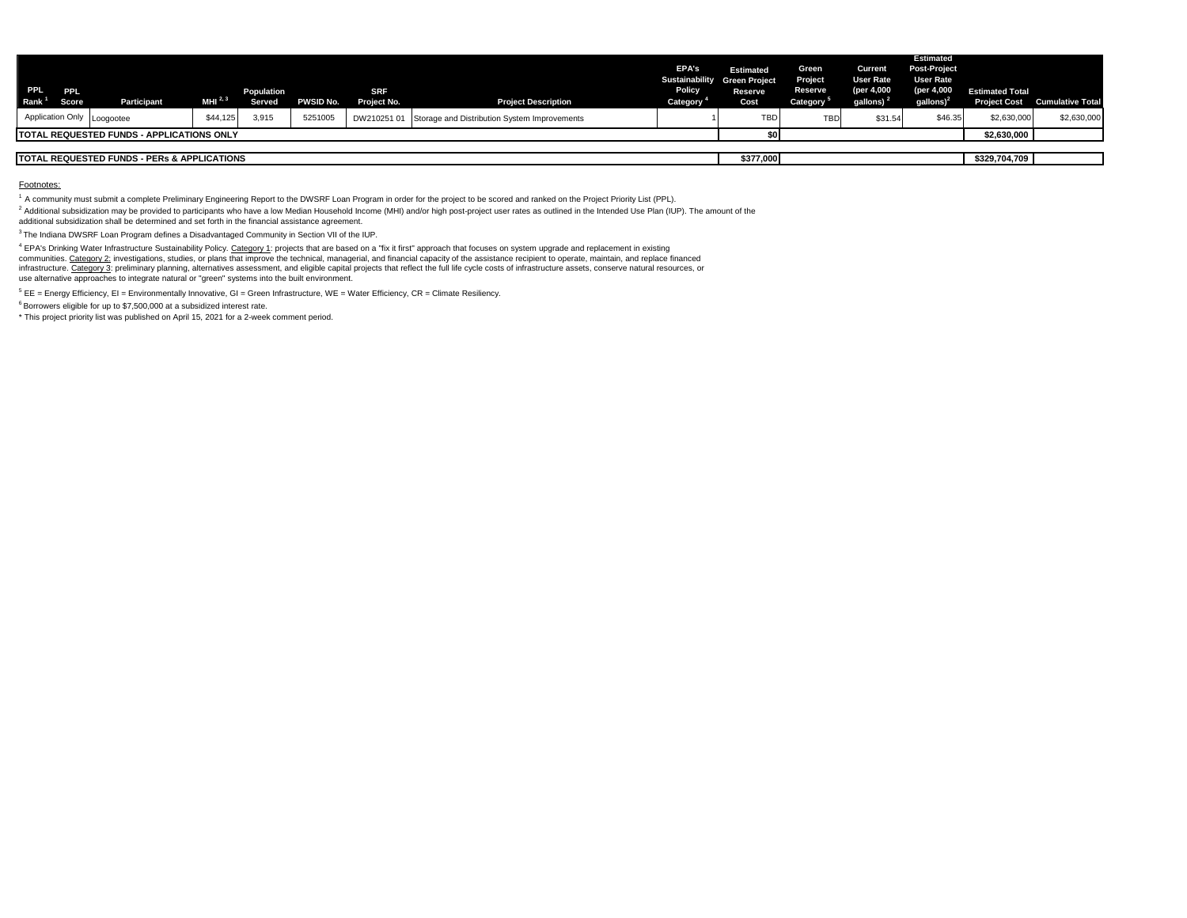| PPL Rank [1] | PPL Score | Participant | MHI [2,3] | Population Served | PWSID No. | SRF Project No. | Project Description | EPA's Sustainability Policy Category [4] | Estimated Green Project Reserve Cost | Green Project Reserve Category [5] | Current User Rate (per 4,000 gallons) [2] | Estimated Post-Project User Rate (per 4,000 gallons)[2] | Estimated Total Project Cost | Cumulative Total |
|---|---|---|---|---|---|---|---|---|---|---|---|---|---|---|
| Application Only | | Loogootee | $44,125 | 3,915 | 5251005 | DW210251 01 | Storage and Distribution System Improvements | 1 | TBD | TBD | $31.54 | $46.35 | $2,630,000 | $2,630,000 |
| **TOTAL REQUESTED FUNDS - APPLICATIONS ONLY** | | | | | | | | | **$0** | | | | **$2,630,000** | |
| **TOTAL REQUESTED FUNDS - PERs & APPLICATIONS** | | | | | | | | | **$377,000** | | | | **$329,704,709** | |

Footnotes:

[1] A community must submit a complete Preliminary Engineering Report to the DWSRF Loan Program in order for the project to be scored and ranked on the Project Priority List (PPL).

[2] Additional subsidization may be provided to participants who have a low Median Household Income (MHI) and/or high post-project user rates as outlined in the Intended Use Plan (IUP). The amount of the additional subsidization shall be determined and set forth in the financial assistance agreement.

[3] The Indiana DWSRF Loan Program defines a Disadvantaged Community in Section VII of the IUP.

[4] EPA's Drinking Water Infrastructure Sustainability Policy. Category 1: projects that are based on a "fix it first" approach that focuses on system upgrade and replacement in existing communities. Category 2: investigations, studies, or plans that improve the technical, managerial, and financial capacity of the assistance recipient to operate, maintain, and replace financed infrastructure. Category 3: preliminary planning, alternatives assessment, and eligible capital projects that reflect the full life cycle costs of infrastructure assets, conserve natural resources, or use alternative approaches to integrate natural or "green" systems into the built environment.

[5] EE = Energy Efficiency, EI = Environmentally Innovative, GI = Green Infrastructure, WE = Water Efficiency, CR = Climate Resiliency.

[6] Borrowers eligible for up to $7,500,000 at a subsidized interest rate.

* This project priority list was published on April 15, 2021 for a 2-week comment period.